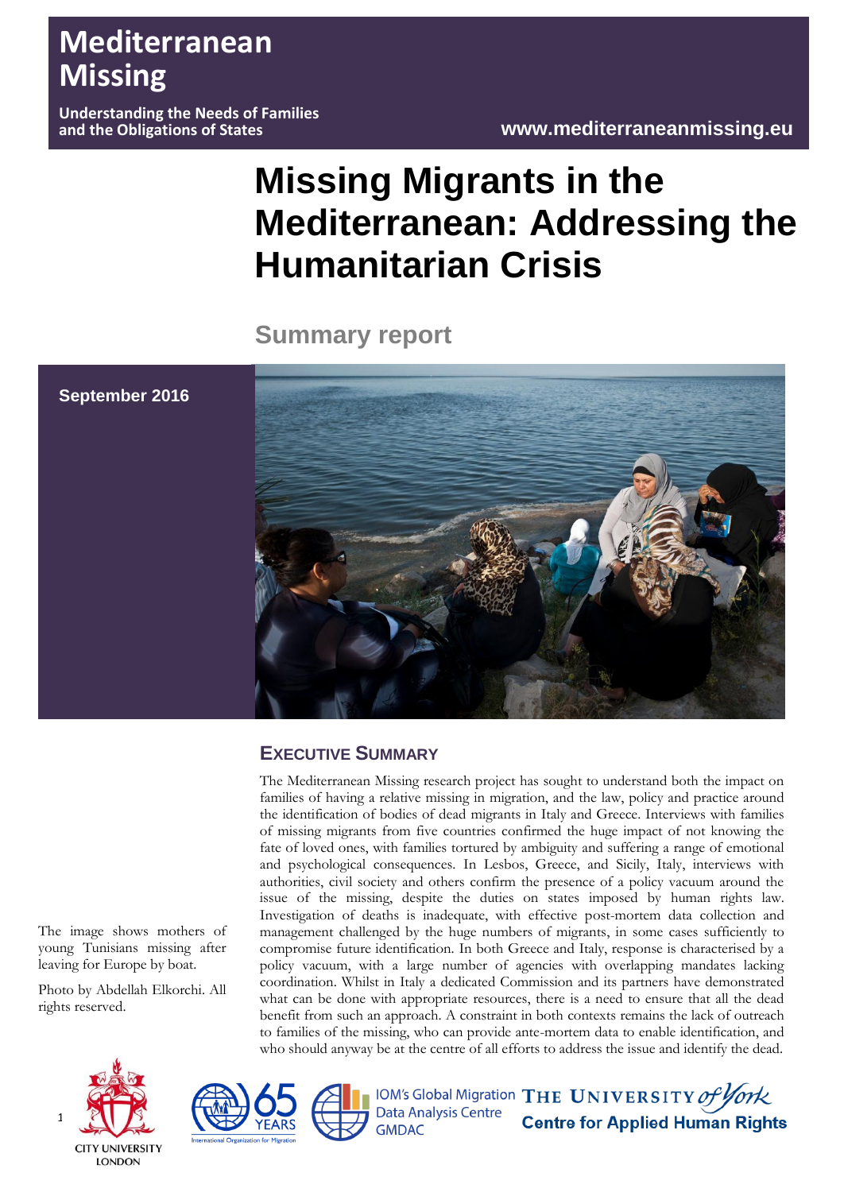# Mediterranean Missing

**Understanding the Needs of Families and the Obligations of States**

**www.mediterraneanmissing.eu**

# Missing Migrants in the Mediterranean: Addressing the Humanitarian Crisis

## Summary report

**September 2016**

The image shows mothers of young Tunisians missing after leaving for Europe by boat.

Photo by Abdellah Elkorchi. All rights reserved.

## EXECUTIVE SUMMARY

The Mediterranean Missing research project has sought to understand both the impact on families of having a relative missing in migration, and the law, policy and practice around the identification of bodies of dead migrants in Italy and Greece. Interviews with families of missing migrants from five countries confirmed the huge impact of not knowing the fate of loved ones, with families tortured by ambiguity and suffering a range of emotional and psychological consequences. In Lesbos, Greece, and Sicily, Italy, interviews with authorities, civil society and others confirm the presence of a policy vacuum around the issue of the missing, despite the duties on states imposed by human rights law. Investigation of deaths is inadequate, with effective post-mortem data collection and management challenged by the huge numbers of migrants, in some cases sufficiently to compromise future identification. In both Greece and Italy, response is characterised by a policy vacuum, with a large number of agencies with overlapping mandates lacking coordination. Whilst in Italy a dedicated Commission and its partners have demonstrated what can be done with appropriate resources, there is a need to ensure that all the dead benefit from such an approach. A constraint in both contexts remains the lack of outreach to families of the missing, who can provide ante-mortem data to enable identification, and who should anyway be at the centre of all efforts to address the issue and identify the dead.

CITY UNIVERSITY LONDON | International Organization for Migration 65 YEARS | IOM's Global Migration Data Analysis Centre GMDAC | THE UNIVERSITY of York Centre for Applied Human Rights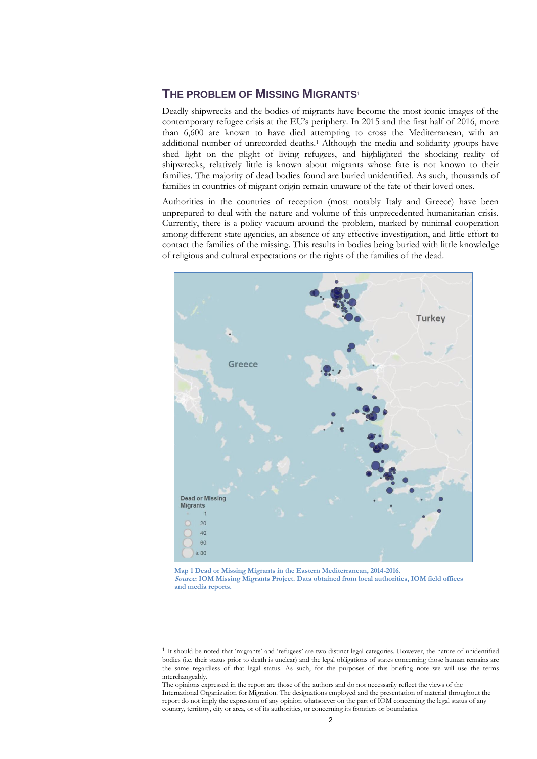## THE PROBLEM OF MISSING MIGRANTS[1]

Deadly shipwrecks and the bodies of migrants have become the most iconic images of the contemporary refugee crisis at the EU's periphery. In 2015 and the first half of 2016, more than 6,600 are known to have died attempting to cross the Mediterranean, with an additional number of unrecorded deaths.[1] Although the media and solidarity groups have shed light on the plight of living refugees, and highlighted the shocking reality of shipwrecks, relatively little is known about migrants whose fate is not known to their families. The majority of dead bodies found are buried unidentified. As such, thousands of families in countries of migrant origin remain unaware of the fate of their loved ones.

Authorities in the countries of reception (most notably Italy and Greece) have been unprepared to deal with the nature and volume of this unprecedented humanitarian crisis. Currently, there is a policy vacuum around the problem, marked by minimal cooperation among different state agencies, an absence of any effective investigation, and little effort to contact the families of the missing. This results in bodies being buried with little knowledge of religious and cultural expectations or the rights of the families of the dead.

Map 1 Dead or Missing Migrants in the Eastern Mediterranean, 2014-2016.
***Source*: IOM Missing Migrants Project. Data obtained from local authorities, IOM field offices and media reports.**

[1] It should be noted that 'migrants' and 'refugees' are two distinct legal categories. However, the nature of unidentified bodies (i.e. their status prior to death is unclear) and the legal obligations of states concerning those human remains are the same regardless of that legal status. As such, for the purposes of this briefing note we will use the terms interchangeably.

The opinions expressed in the report are those of the authors and do not necessarily reflect the views of the International Organization for Migration. The designations employed and the presentation of material throughout the report do not imply the expression of any opinion whatsoever on the part of IOM concerning the legal status of any country, territory, city or area, or of its authorities, or concerning its frontiers or boundaries.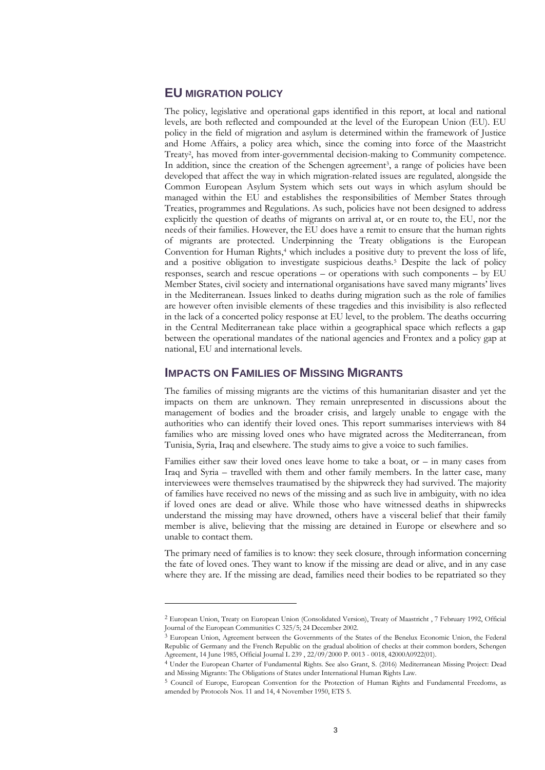## EU MIGRATION POLICY

The policy, legislative and operational gaps identified in this report, at local and national levels, are both reflected and compounded at the level of the European Union (EU). EU policy in the field of migration and asylum is determined within the framework of Justice and Home Affairs, a policy area which, since the coming into force of the Maastricht Treaty[2], has moved from inter-governmental decision-making to Community competence. In addition, since the creation of the Schengen agreement[3], a range of policies have been developed that affect the way in which migration-related issues are regulated, alongside the Common European Asylum System which sets out ways in which asylum should be managed within the EU and establishes the responsibilities of Member States through Treaties, programmes and Regulations. As such, policies have not been designed to address explicitly the question of deaths of migrants on arrival at, or en route to, the EU, nor the needs of their families. However, the EU does have a remit to ensure that the human rights of migrants are protected. Underpinning the Treaty obligations is the European Convention for Human Rights,[4] which includes a positive duty to prevent the loss of life, and a positive obligation to investigate suspicious deaths.[5] Despite the lack of policy responses, search and rescue operations – or operations with such components – by EU Member States, civil society and international organisations have saved many migrants' lives in the Mediterranean. Issues linked to deaths during migration such as the role of families are however often invisible elements of these tragedies and this invisibility is also reflected in the lack of a concerted policy response at EU level, to the problem. The deaths occurring in the Central Mediterranean take place within a geographical space which reflects a gap between the operational mandates of the national agencies and Frontex and a policy gap at national, EU and international levels.

## IMPACTS ON FAMILIES OF MISSING MIGRANTS

The families of missing migrants are the victims of this humanitarian disaster and yet the impacts on them are unknown. They remain unrepresented in discussions about the management of bodies and the broader crisis, and largely unable to engage with the authorities who can identify their loved ones. This report summarises interviews with 84 families who are missing loved ones who have migrated across the Mediterranean, from Tunisia, Syria, Iraq and elsewhere. The study aims to give a voice to such families.

Families either saw their loved ones leave home to take a boat, or – in many cases from Iraq and Syria – travelled with them and other family members. In the latter case, many interviewees were themselves traumatised by the shipwreck they had survived. The majority of families have received no news of the missing and as such live in ambiguity, with no idea if loved ones are dead or alive. While those who have witnessed deaths in shipwrecks understand the missing may have drowned, others have a visceral belief that their family member is alive, believing that the missing are detained in Europe or elsewhere and so unable to contact them.

The primary need of families is to know: they seek closure, through information concerning the fate of loved ones. They want to know if the missing are dead or alive, and in any case where they are. If the missing are dead, families need their bodies to be repatriated so they

---

[2] European Union, Treaty on European Union (Consolidated Version), Treaty of Maastricht , 7 February 1992, Official Journal of the European Communities C 325/5; 24 December 2002.

[3] European Union, Agreement between the Governments of the States of the Benelux Economic Union, the Federal Republic of Germany and the French Republic on the gradual abolition of checks at their common borders, Schengen Agreement, 14 June 1985, Official Journal L 239 , 22/09/2000 P. 0013 - 0018, 42000A0922(01).

[4] Under the European Charter of Fundamental Rights. See also Grant, S. (2016) Mediterranean Missing Project: Dead and Missing Migrants: The Obligations of States under International Human Rights Law.

[5] Council of Europe, European Convention for the Protection of Human Rights and Fundamental Freedoms, as amended by Protocols Nos. 11 and 14, 4 November 1950, ETS 5.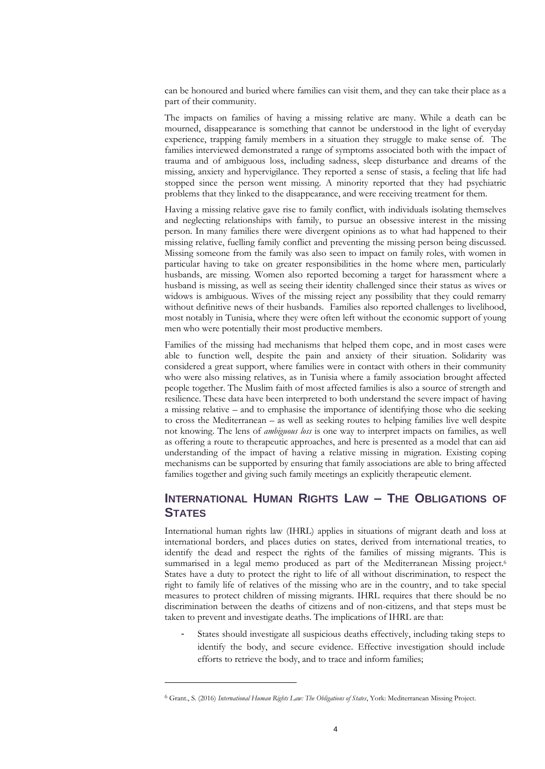can be honoured and buried where families can visit them, and they can take their place as a part of their community.

The impacts on families of having a missing relative are many. While a death can be mourned, disappearance is something that cannot be understood in the light of everyday experience, trapping family members in a situation they struggle to make sense of. The families interviewed demonstrated a range of symptoms associated both with the impact of trauma and of ambiguous loss, including sadness, sleep disturbance and dreams of the missing, anxiety and hypervigilance. They reported a sense of stasis, a feeling that life had stopped since the person went missing. A minority reported that they had psychiatric problems that they linked to the disappearance, and were receiving treatment for them.

Having a missing relative gave rise to family conflict, with individuals isolating themselves and neglecting relationships with family, to pursue an obsessive interest in the missing person. In many families there were divergent opinions as to what had happened to their missing relative, fuelling family conflict and preventing the missing person being discussed. Missing someone from the family was also seen to impact on family roles, with women in particular having to take on greater responsibilities in the home where men, particularly husbands, are missing. Women also reported becoming a target for harassment where a husband is missing, as well as seeing their identity challenged since their status as wives or widows is ambiguous. Wives of the missing reject any possibility that they could remarry without definitive news of their husbands. Families also reported challenges to livelihood, most notably in Tunisia, where they were often left without the economic support of young men who were potentially their most productive members.

Families of the missing had mechanisms that helped them cope, and in most cases were able to function well, despite the pain and anxiety of their situation. Solidarity was considered a great support, where families were in contact with others in their community who were also missing relatives, as in Tunisia where a family association brought affected people together. The Muslim faith of most affected families is also a source of strength and resilience. These data have been interpreted to both understand the severe impact of having a missing relative – and to emphasise the importance of identifying those who die seeking to cross the Mediterranean – as well as seeking routes to helping families live well despite not knowing. The lens of *ambiguous loss* is one way to interpret impacts on families, as well as offering a route to therapeutic approaches, and here is presented as a model that can aid understanding of the impact of having a relative missing in migration. Existing coping mechanisms can be supported by ensuring that family associations are able to bring affected families together and giving such family meetings an explicitly therapeutic element.

## International Human Rights Law – The Obligations of States

International human rights law (IHRL) applies in situations of migrant death and loss at international borders, and places duties on states, derived from international treaties, to identify the dead and respect the rights of the families of missing migrants. This is summarised in a legal memo produced as part of the Mediterranean Missing project.[6] States have a duty to protect the right to life of all without discrimination, to respect the right to family life of relatives of the missing who are in the country, and to take special measures to protect children of missing migrants. IHRL requires that there should be no discrimination between the deaths of citizens and of non-citizens, and that steps must be taken to prevent and investigate deaths. The implications of IHRL are that:

- States should investigate all suspicious deaths effectively, including taking steps to identify the body, and secure evidence. Effective investigation should include efforts to retrieve the body, and to trace and inform families;

[6] Grant., S. (2016) *International Human Rights Law: The Obligations of States*, York: Mediterranean Missing Project.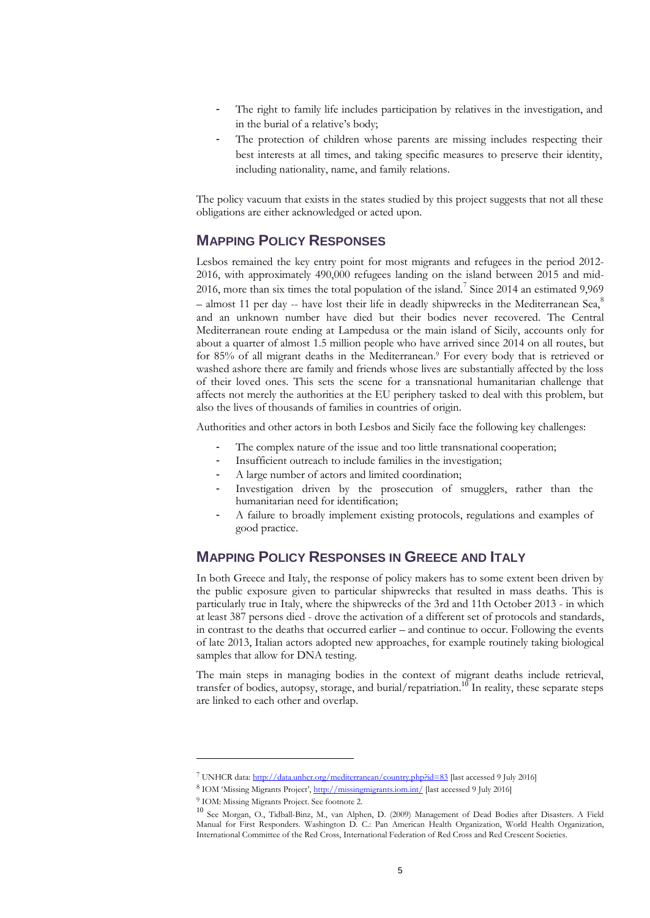- The right to family life includes participation by relatives in the investigation, and in the burial of a relative's body;
- The protection of children whose parents are missing includes respecting their best interests at all times, and taking specific measures to preserve their identity, including nationality, name, and family relations.

The policy vacuum that exists in the states studied by this project suggests that not all these obligations are either acknowledged or acted upon.

## MAPPING POLICY RESPONSES

Lesbos remained the key entry point for most migrants and refugees in the period 2012-2016, with approximately 490,000 refugees landing on the island between 2015 and mid-2016, more than six times the total population of the island.[7] Since 2014 an estimated 9,969 – almost 11 per day -- have lost their life in deadly shipwrecks in the Mediterranean Sea,[8] and an unknown number have died but their bodies never recovered. The Central Mediterranean route ending at Lampedusa or the main island of Sicily, accounts only for about a quarter of almost 1.5 million people who have arrived since 2014 on all routes, but for 85% of all migrant deaths in the Mediterranean.[9] For every body that is retrieved or washed ashore there are family and friends whose lives are substantially affected by the loss of their loved ones. This sets the scene for a transnational humanitarian challenge that affects not merely the authorities at the EU periphery tasked to deal with this problem, but also the lives of thousands of families in countries of origin.

Authorities and other actors in both Lesbos and Sicily face the following key challenges:

- The complex nature of the issue and too little transnational cooperation;
- Insufficient outreach to include families in the investigation;
- A large number of actors and limited coordination;
- Investigation driven by the prosecution of smugglers, rather than the humanitarian need for identification;
- A failure to broadly implement existing protocols, regulations and examples of good practice.

## MAPPING POLICY RESPONSES IN GREECE AND ITALY

In both Greece and Italy, the response of policy makers has to some extent been driven by the public exposure given to particular shipwrecks that resulted in mass deaths. This is particularly true in Italy, where the shipwrecks of the 3rd and 11th October 2013 - in which at least 387 persons died - drove the activation of a different set of protocols and standards, in contrast to the deaths that occurred earlier – and continue to occur. Following the events of late 2013, Italian actors adopted new approaches, for example routinely taking biological samples that allow for DNA testing.

The main steps in managing bodies in the context of migrant deaths include retrieval, transfer of bodies, autopsy, storage, and burial/repatriation.[10] In reality, these separate steps are linked to each other and overlap.

---

[7] UNHCR data: http://data.unhcr.org/mediterranean/country.php?id=83 [last accessed 9 July 2016]

[8] IOM 'Missing Migrants Project', http://missingmigrants.iom.int/ [last accessed 9 July 2016]

[9] IOM: Missing Migrants Project. See footnote 2.

[10] See Morgan, O., Tidball-Binz, M., van Alphen, D. (2009) Management of Dead Bodies after Disasters. A Field Manual for First Responders. Washington D. C.: Pan American Health Organization, World Health Organization, International Committee of the Red Cross, International Federation of Red Cross and Red Crescent Societies.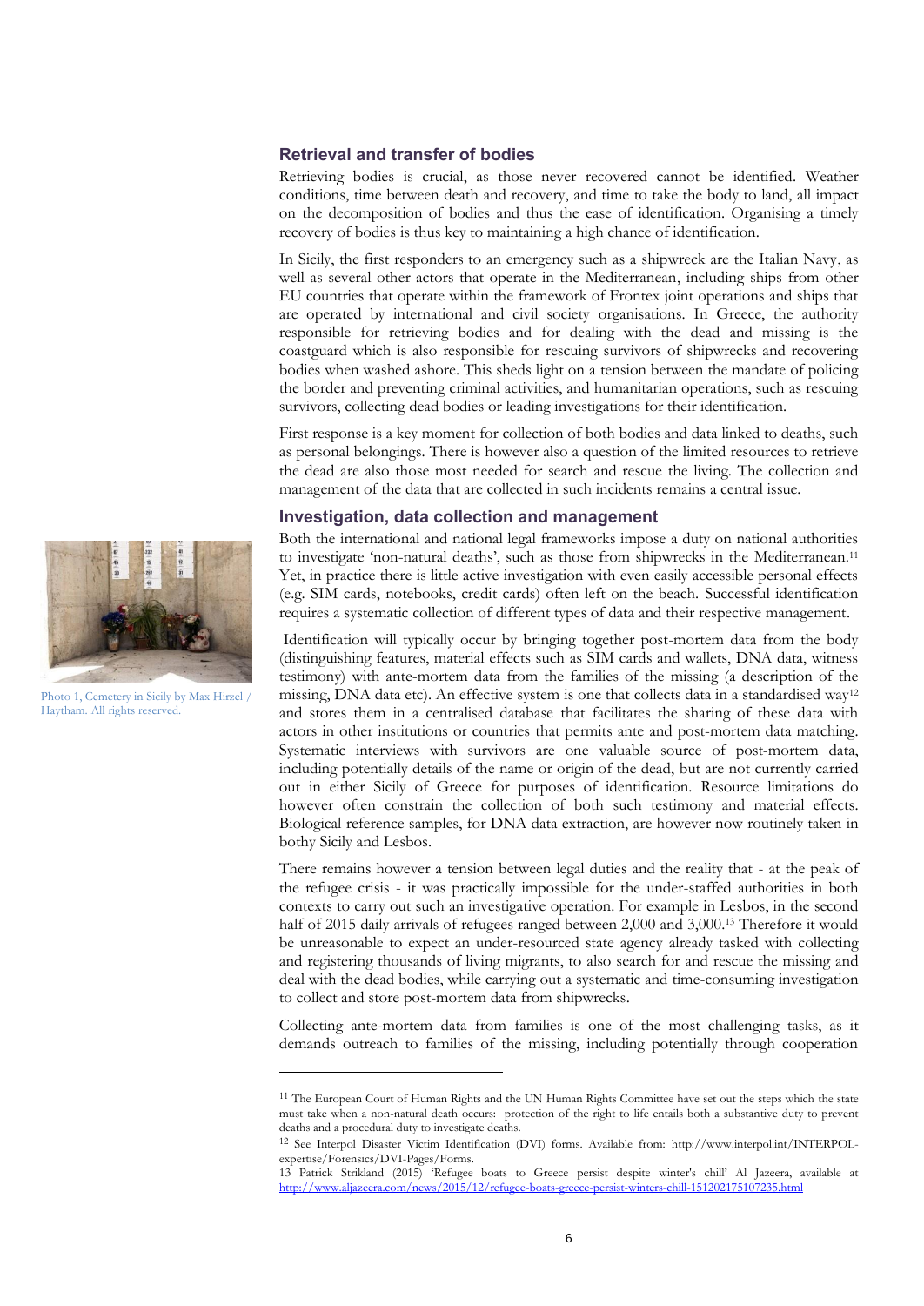### Retrieval and transfer of bodies

Retrieving bodies is crucial, as those never recovered cannot be identified. Weather conditions, time between death and recovery, and time to take the body to land, all impact on the decomposition of bodies and thus the ease of identification. Organising a timely recovery of bodies is thus key to maintaining a high chance of identification.

In Sicily, the first responders to an emergency such as a shipwreck are the Italian Navy, as well as several other actors that operate in the Mediterranean, including ships from other EU countries that operate within the framework of Frontex joint operations and ships that are operated by international and civil society organisations. In Greece, the authority responsible for retrieving bodies and for dealing with the dead and missing is the coastguard which is also responsible for rescuing survivors of shipwrecks and recovering bodies when washed ashore. This sheds light on a tension between the mandate of policing the border and preventing criminal activities, and humanitarian operations, such as rescuing survivors, collecting dead bodies or leading investigations for their identification.

First response is a key moment for collection of both bodies and data linked to deaths, such as personal belongings. There is however also a question of the limited resources to retrieve the dead are also those most needed for search and rescue the living. The collection and management of the data that are collected in such incidents remains a central issue.

### Investigation, data collection and management

Both the international and national legal frameworks impose a duty on national authorities to investigate 'non-natural deaths', such as those from shipwrecks in the Mediterranean.[11] Yet, in practice there is little active investigation with even easily accessible personal effects (e.g. SIM cards, notebooks, credit cards) often left on the beach. Successful identification requires a systematic collection of different types of data and their respective management.

Photo 1, Cemetery in Sicily by Max Hirzel / Haytham. All rights reserved.

Identification will typically occur by bringing together post-mortem data from the body (distinguishing features, material effects such as SIM cards and wallets, DNA data, witness testimony) with ante-mortem data from the families of the missing (a description of the missing, DNA data etc). An effective system is one that collects data in a standardised way[12] and stores them in a centralised database that facilitates the sharing of these data with actors in other institutions or countries that permits ante and post-mortem data matching. Systematic interviews with survivors are one valuable source of post-mortem data, including potentially details of the name or origin of the dead, but are not currently carried out in either Sicily of Greece for purposes of identification. Resource limitations do however often constrain the collection of both such testimony and material effects. Biological reference samples, for DNA data extraction, are however now routinely taken in bothy Sicily and Lesbos.

There remains however a tension between legal duties and the reality that - at the peak of the refugee crisis - it was practically impossible for the under-staffed authorities in both contexts to carry out such an investigative operation. For example in Lesbos, in the second half of 2015 daily arrivals of refugees ranged between 2,000 and 3,000.[13] Therefore it would be unreasonable to expect an under-resourced state agency already tasked with collecting and registering thousands of living migrants, to also search for and rescue the missing and deal with the dead bodies, while carrying out a systematic and time-consuming investigation to collect and store post-mortem data from shipwrecks.

Collecting ante-mortem data from families is one of the most challenging tasks, as it demands outreach to families of the missing, including potentially through cooperation

---

[11] The European Court of Human Rights and the UN Human Rights Committee have set out the steps which the state must take when a non-natural death occurs: protection of the right to life entails both a substantive duty to prevent deaths and a procedural duty to investigate deaths.

[12] See Interpol Disaster Victim Identification (DVI) forms. Available from: http://www.interpol.int/INTERPOL-expertise/Forensics/DVI-Pages/Forms.

[13] Patrick Strikland (2015) 'Refugee boats to Greece persist despite winter's chill' Al Jazeera, available at http://www.aljazeera.com/news/2015/12/refugee-boats-greece-persist-winters-chill-151202175107235.html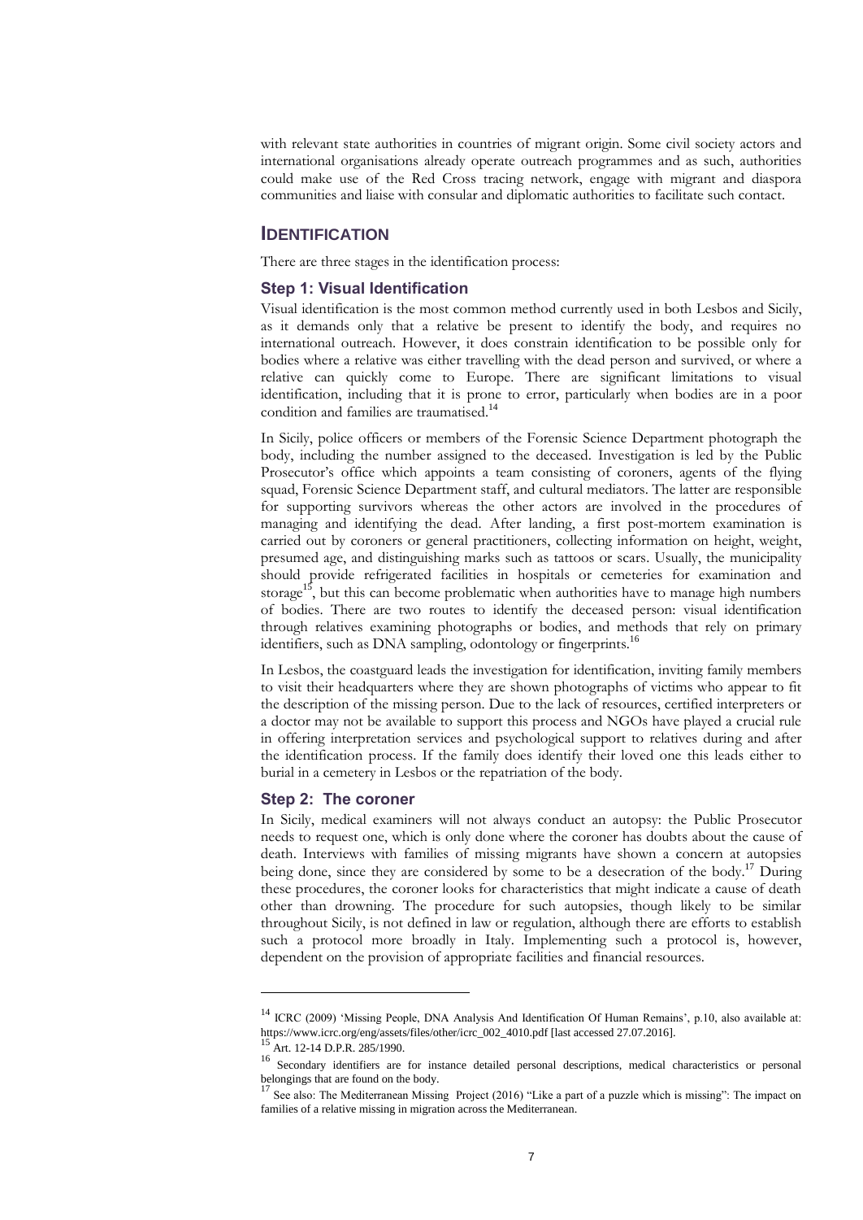with relevant state authorities in countries of migrant origin. Some civil society actors and international organisations already operate outreach programmes and as such, authorities could make use of the Red Cross tracing network, engage with migrant and diaspora communities and liaise with consular and diplomatic authorities to facilitate such contact.

## IDENTIFICATION

There are three stages in the identification process:

### Step 1: Visual Identification

Visual identification is the most common method currently used in both Lesbos and Sicily, as it demands only that a relative be present to identify the body, and requires no international outreach. However, it does constrain identification to be possible only for bodies where a relative was either travelling with the dead person and survived, or where a relative can quickly come to Europe. There are significant limitations to visual identification, including that it is prone to error, particularly when bodies are in a poor condition and families are traumatised.[14]

In Sicily, police officers or members of the Forensic Science Department photograph the body, including the number assigned to the deceased. Investigation is led by the Public Prosecutor's office which appoints a team consisting of coroners, agents of the flying squad, Forensic Science Department staff, and cultural mediators. The latter are responsible for supporting survivors whereas the other actors are involved in the procedures of managing and identifying the dead. After landing, a first post-mortem examination is carried out by coroners or general practitioners, collecting information on height, weight, presumed age, and distinguishing marks such as tattoos or scars. Usually, the municipality should provide refrigerated facilities in hospitals or cemeteries for examination and storage[15], but this can become problematic when authorities have to manage high numbers of bodies. There are two routes to identify the deceased person: visual identification through relatives examining photographs or bodies, and methods that rely on primary identifiers, such as DNA sampling, odontology or fingerprints.[16]

In Lesbos, the coastguard leads the investigation for identification, inviting family members to visit their headquarters where they are shown photographs of victims who appear to fit the description of the missing person. Due to the lack of resources, certified interpreters or a doctor may not be available to support this process and NGOs have played a crucial rule in offering interpretation services and psychological support to relatives during and after the identification process. If the family does identify their loved one this leads either to burial in a cemetery in Lesbos or the repatriation of the body.

### Step 2: The coroner

In Sicily, medical examiners will not always conduct an autopsy: the Public Prosecutor needs to request one, which is only done where the coroner has doubts about the cause of death. Interviews with families of missing migrants have shown a concern at autopsies being done, since they are considered by some to be a desecration of the body.[17] During these procedures, the coroner looks for characteristics that might indicate a cause of death other than drowning. The procedure for such autopsies, though likely to be similar throughout Sicily, is not defined in law or regulation, although there are efforts to establish such a protocol more broadly in Italy. Implementing such a protocol is, however, dependent on the provision of appropriate facilities and financial resources.

---

[14] ICRC (2009) 'Missing People, DNA Analysis And Identification Of Human Remains', p.10, also available at: https://www.icrc.org/eng/assets/files/other/icrc_002_4010.pdf [last accessed 27.07.2016].

[15] Art. 12-14 D.P.R. 285/1990.

[16] Secondary identifiers are for instance detailed personal descriptions, medical characteristics or personal belongings that are found on the body.

[17] See also: The Mediterranean Missing Project (2016) "Like a part of a puzzle which is missing": The impact on families of a relative missing in migration across the Mediterranean.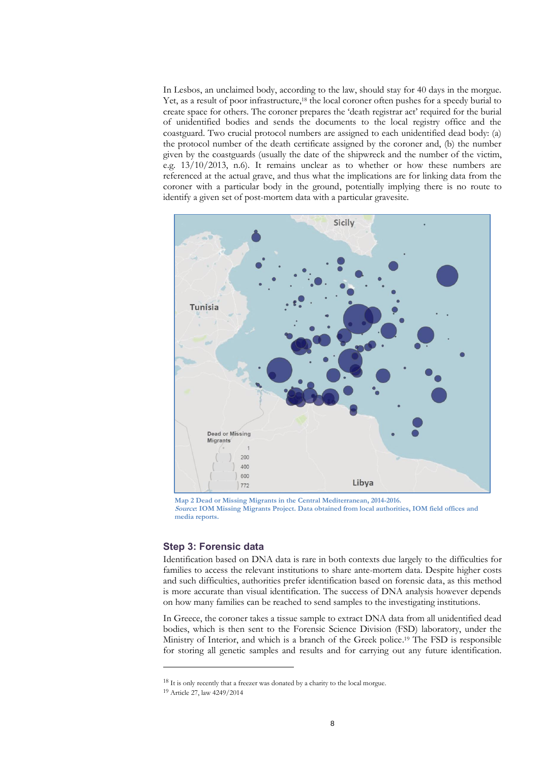In Lesbos, an unclaimed body, according to the law, should stay for 40 days in the morgue. Yet, as a result of poor infrastructure,[18] the local coroner often pushes for a speedy burial to create space for others. The coroner prepares the 'death registrar act' required for the burial of unidentified bodies and sends the documents to the local registry office and the coastguard. Two crucial protocol numbers are assigned to each unidentified dead body: (a) the protocol number of the death certificate assigned by the coroner and, (b) the number given by the coastguards (usually the date of the shipwreck and the number of the victim, e.g. 13/10/2013, n.6). It remains unclear as to whether or how these numbers are referenced at the actual grave, and thus what the implications are for linking data from the coroner with a particular body in the ground, potentially implying there is no route to identify a given set of post-mortem data with a particular gravesite.

**Map 2 Dead or Missing Migrants in the Central Mediterranean, 2014-2016.**
***Source*: IOM Missing Migrants Project. Data obtained from local authorities, IOM field offices and media reports.**

## Step 3: Forensic data

Identification based on DNA data is rare in both contexts due largely to the difficulties for families to access the relevant institutions to share ante-mortem data. Despite higher costs and such difficulties, authorities prefer identification based on forensic data, as this method is more accurate than visual identification. The success of DNA analysis however depends on how many families can be reached to send samples to the investigating institutions.

In Greece, the coroner takes a tissue sample to extract DNA data from all unidentified dead bodies, which is then sent to the Forensic Science Division (FSD) laboratory, under the Ministry of Interior, and which is a branch of the Greek police.[19] The FSD is responsible for storing all genetic samples and results and for carrying out any future identification.

---

[18] It is only recently that a freezer was donated by a charity to the local morgue.

[19] Article 27, law 4249/2014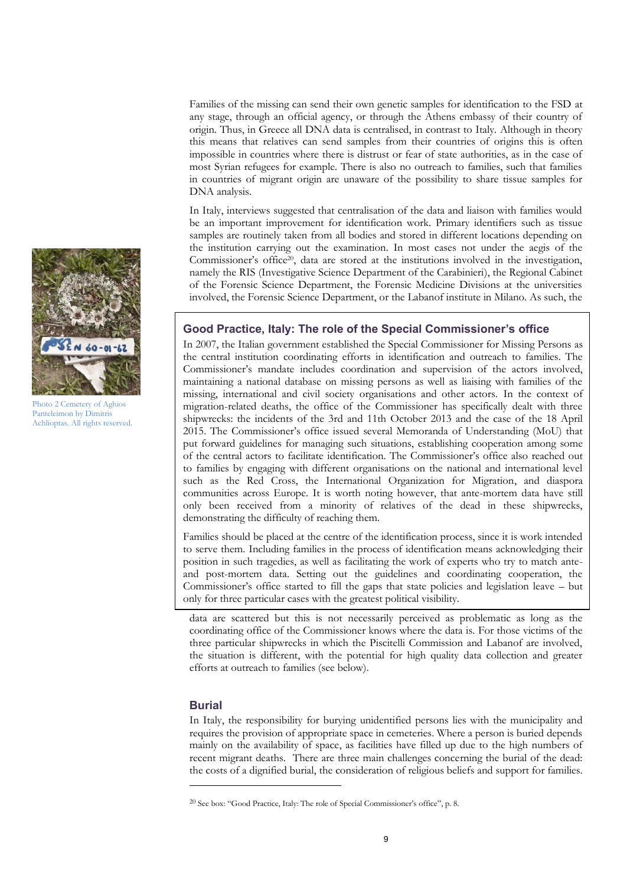Families of the missing can send their own genetic samples for identification to the FSD at any stage, through an official agency, or through the Athens embassy of their country of origin. Thus, in Greece all DNA data is centralised, in contrast to Italy. Although in theory this means that relatives can send samples from their countries of origins this is often impossible in countries where there is distrust or fear of state authorities, as in the case of most Syrian refugees for example. There is also no outreach to families, such that families in countries of migrant origin are unaware of the possibility to share tissue samples for DNA analysis.

In Italy, interviews suggested that centralisation of the data and liaison with families would be an important improvement for identification work. Primary identifiers such as tissue samples are routinely taken from all bodies and stored in different locations depending on the institution carrying out the examination. In most cases not under the aegis of the Commissioner's office[20], data are stored at the institutions involved in the investigation, namely the RIS (Investigative Science Department of the Carabinieri), the Regional Cabinet of the Forensic Science Department, the Forensic Medicine Divisions at the universities involved, the Forensic Science Department, or the Labanof institute in Milano. As such, the data are scattered but this is not necessarily perceived as problematic as long as the coordinating office of the Commissioner knows where the data is. For those victims of the three particular shipwrecks in which the Piscitelli Commission and Labanof are involved, the situation is different, with the potential for high quality data collection and greater efforts at outreach to families (see below).

Photo 2 Cemetery of Aghios Panteleimon by Dimitris Achlioptas. All rights reserved.

### Good Practice, Italy: The role of the Special Commissioner's office

In 2007, the Italian government established the Special Commissioner for Missing Persons as the central institution coordinating efforts in identification and outreach to families. The Commissioner's mandate includes coordination and supervision of the actors involved, maintaining a national database on missing persons as well as liaising with families of the missing, international and civil society organisations and other actors. In the context of migration-related deaths, the office of the Commissioner has specifically dealt with three shipwrecks: the incidents of the 3rd and 11th October 2013 and the case of the 18 April 2015. The Commissioner's office issued several Memoranda of Understanding (MoU) that put forward guidelines for managing such situations, establishing cooperation among some of the central actors to facilitate identification. The Commissioner's office also reached out to families by engaging with different organisations on the national and international level such as the Red Cross, the International Organization for Migration, and diaspora communities across Europe. It is worth noting however, that ante-mortem data have still only been received from a minority of relatives of the dead in these shipwrecks, demonstrating the difficulty of reaching them.

Families should be placed at the centre of the identification process, since it is work intended to serve them. Including families in the process of identification means acknowledging their position in such tragedies, as well as facilitating the work of experts who try to match ante- and post-mortem data. Setting out the guidelines and coordinating cooperation, the Commissioner's office started to fill the gaps that state policies and legislation leave – but only for three particular cases with the greatest political visibility.

## Burial

In Italy, the responsibility for burying unidentified persons lies with the municipality and requires the provision of appropriate space in cemeteries. Where a person is buried depends mainly on the availability of space, as facilities have filled up due to the high numbers of recent migrant deaths. There are three main challenges concerning the burial of the dead: the costs of a dignified burial, the consideration of religious beliefs and support for families.

---

[20] See box: "Good Practice, Italy: The role of Special Commissioner's office", p. 8.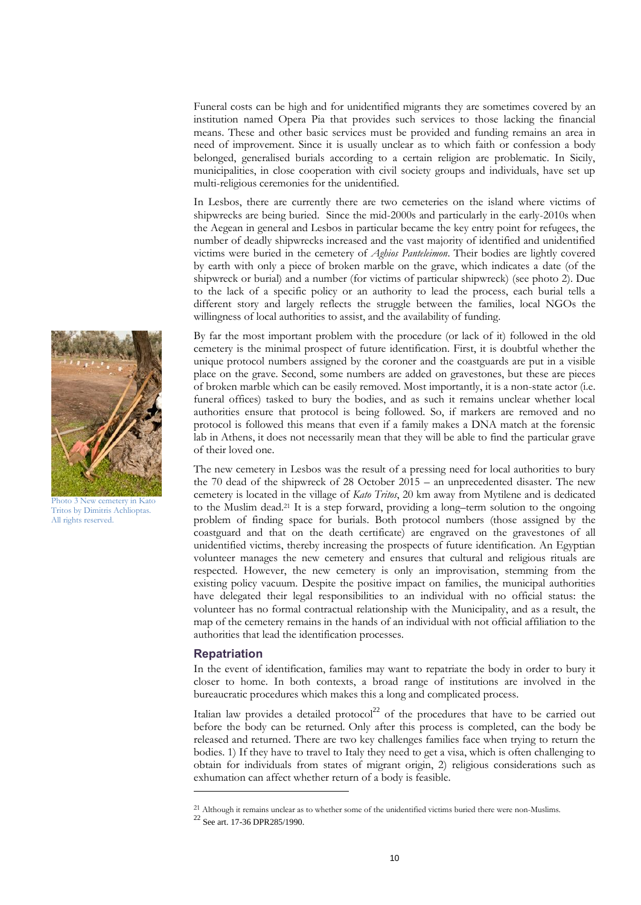Funeral costs can be high and for unidentified migrants they are sometimes covered by an institution named Opera Pia that provides such services to those lacking the financial means. These and other basic services must be provided and funding remains an area in need of improvement. Since it is usually unclear as to which faith or confession a body belonged, generalised burials according to a certain religion are problematic. In Sicily, municipalities, in close cooperation with civil society groups and individuals, have set up multi-religious ceremonies for the unidentified.

In Lesbos, there are currently there are two cemeteries on the island where victims of shipwrecks are being buried. Since the mid-2000s and particularly in the early-2010s when the Aegean in general and Lesbos in particular became the key entry point for refugees, the number of deadly shipwrecks increased and the vast majority of identified and unidentified victims were buried in the cemetery of *Aghios Panteleimon*. Their bodies are lightly covered by earth with only a piece of broken marble on the grave, which indicates a date (of the shipwreck or burial) and a number (for victims of particular shipwreck) (see photo 2). Due to the lack of a specific policy or an authority to lead the process, each burial tells a different story and largely reflects the struggle between the families, local NGOs the willingness of local authorities to assist, and the availability of funding.

By far the most important problem with the procedure (or lack of it) followed in the old cemetery is the minimal prospect of future identification. First, it is doubtful whether the unique protocol numbers assigned by the coroner and the coastguards are put in a visible place on the grave. Second, some numbers are added on gravestones, but these are pieces of broken marble which can be easily removed. Most importantly, it is a non-state actor (i.e. funeral offices) tasked to bury the bodies, and as such it remains unclear whether local authorities ensure that protocol is being followed. So, if markers are removed and no protocol is followed this means that even if a family makes a DNA match at the forensic lab in Athens, it does not necessarily mean that they will be able to find the particular grave of their loved one.

Photo 3 New cemetery in Kato Tritos by Dimitris Achlioptas. All rights reserved.

The new cemetery in Lesbos was the result of a pressing need for local authorities to bury the 70 dead of the shipwreck of 28 October 2015 – an unprecedented disaster. The new cemetery is located in the village of *Kato Tritos*, 20 km away from Mytilene and is dedicated to the Muslim dead.[21] It is a step forward, providing a long–term solution to the ongoing problem of finding space for burials. Both protocol numbers (those assigned by the coastguard and that on the death certificate) are engraved on the gravestones of all unidentified victims, thereby increasing the prospects of future identification. An Egyptian volunteer manages the new cemetery and ensures that cultural and religious rituals are respected. However, the new cemetery is only an improvisation, stemming from the existing policy vacuum. Despite the positive impact on families, the municipal authorities have delegated their legal responsibilities to an individual with no official status: the volunteer has no formal contractual relationship with the Municipality, and as a result, the map of the cemetery remains in the hands of an individual with not official affiliation to the authorities that lead the identification processes.

## Repatriation

In the event of identification, families may want to repatriate the body in order to bury it closer to home. In both contexts, a broad range of institutions are involved in the bureaucratic procedures which makes this a long and complicated process.

Italian law provides a detailed protocol[22] of the procedures that have to be carried out before the body can be returned. Only after this process is completed, can the body be released and returned. There are two key challenges families face when trying to return the bodies. 1) If they have to travel to Italy they need to get a visa, which is often challenging to obtain for individuals from states of migrant origin, 2) religious considerations such as exhumation can affect whether return of a body is feasible.

[21] Although it remains unclear as to whether some of the unidentified victims buried there were non-Muslims.

[22] See art. 17-36 DPR285/1990.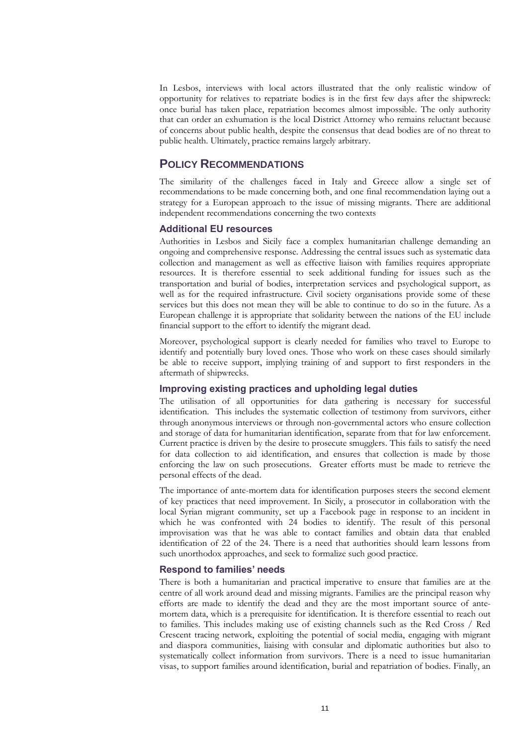In Lesbos, interviews with local actors illustrated that the only realistic window of opportunity for relatives to repatriate bodies is in the first few days after the shipwreck: once burial has taken place, repatriation becomes almost impossible. The only authority that can order an exhumation is the local District Attorney who remains reluctant because of concerns about public health, despite the consensus that dead bodies are of no threat to public health. Ultimately, practice remains largely arbitrary.

## Policy Recommendations

The similarity of the challenges faced in Italy and Greece allow a single set of recommendations to be made concerning both, and one final recommendation laying out a strategy for a European approach to the issue of missing migrants. There are additional independent recommendations concerning the two contexts

### Additional EU resources

Authorities in Lesbos and Sicily face a complex humanitarian challenge demanding an ongoing and comprehensive response. Addressing the central issues such as systematic data collection and management as well as effective liaison with families requires appropriate resources. It is therefore essential to seek additional funding for issues such as the transportation and burial of bodies, interpretation services and psychological support, as well as for the required infrastructure. Civil society organisations provide some of these services but this does not mean they will be able to continue to do so in the future. As a European challenge it is appropriate that solidarity between the nations of the EU include financial support to the effort to identify the migrant dead.

Moreover, psychological support is clearly needed for families who travel to Europe to identify and potentially bury loved ones. Those who work on these cases should similarly be able to receive support, implying training of and support to first responders in the aftermath of shipwrecks.

### Improving existing practices and upholding legal duties

The utilisation of all opportunities for data gathering is necessary for successful identification. This includes the systematic collection of testimony from survivors, either through anonymous interviews or through non-governmental actors who ensure collection and storage of data for humanitarian identification, separate from that for law enforcement. Current practice is driven by the desire to prosecute smugglers. This fails to satisfy the need for data collection to aid identification, and ensures that collection is made by those enforcing the law on such prosecutions. Greater efforts must be made to retrieve the personal effects of the dead.

The importance of ante-mortem data for identification purposes steers the second element of key practices that need improvement. In Sicily, a prosecutor in collaboration with the local Syrian migrant community, set up a Facebook page in response to an incident in which he was confronted with 24 bodies to identify. The result of this personal improvisation was that he was able to contact families and obtain data that enabled identification of 22 of the 24. There is a need that authorities should learn lessons from such unorthodox approaches, and seek to formalize such good practice.

### Respond to families' needs

There is both a humanitarian and practical imperative to ensure that families are at the centre of all work around dead and missing migrants. Families are the principal reason why efforts are made to identify the dead and they are the most important source of ante-mortem data, which is a prerequisite for identification. It is therefore essential to reach out to families. This includes making use of existing channels such as the Red Cross / Red Crescent tracing network, exploiting the potential of social media, engaging with migrant and diaspora communities, liaising with consular and diplomatic authorities but also to systematically collect information from survivors. There is a need to issue humanitarian visas, to support families around identification, burial and repatriation of bodies. Finally, an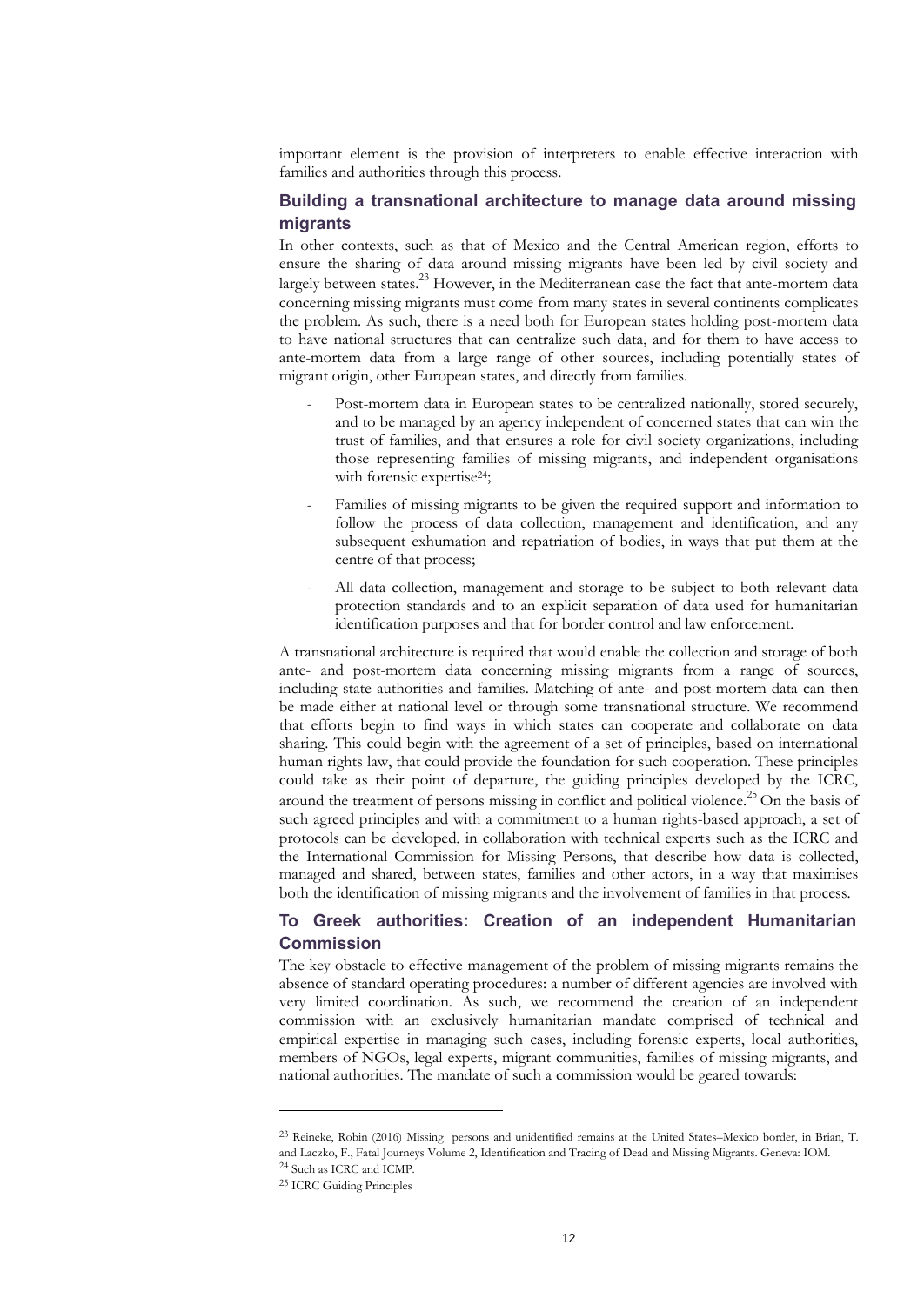important element is the provision of interpreters to enable effective interaction with families and authorities through this process.

### Building a transnational architecture to manage data around missing migrants

In other contexts, such as that of Mexico and the Central American region, efforts to ensure the sharing of data around missing migrants have been led by civil society and largely between states.[23] However, in the Mediterranean case the fact that ante-mortem data concerning missing migrants must come from many states in several continents complicates the problem. As such, there is a need both for European states holding post-mortem data to have national structures that can centralize such data, and for them to have access to ante-mortem data from a large range of other sources, including potentially states of migrant origin, other European states, and directly from families.

- Post-mortem data in European states to be centralized nationally, stored securely, and to be managed by an agency independent of concerned states that can win the trust of families, and that ensures a role for civil society organizations, including those representing families of missing migrants, and independent organisations with forensic expertise[24];
- Families of missing migrants to be given the required support and information to follow the process of data collection, management and identification, and any subsequent exhumation and repatriation of bodies, in ways that put them at the centre of that process;
- All data collection, management and storage to be subject to both relevant data protection standards and to an explicit separation of data used for humanitarian identification purposes and that for border control and law enforcement.

A transnational architecture is required that would enable the collection and storage of both ante- and post-mortem data concerning missing migrants from a range of sources, including state authorities and families. Matching of ante- and post-mortem data can then be made either at national level or through some transnational structure. We recommend that efforts begin to find ways in which states can cooperate and collaborate on data sharing. This could begin with the agreement of a set of principles, based on international human rights law, that could provide the foundation for such cooperation. These principles could take as their point of departure, the guiding principles developed by the ICRC, around the treatment of persons missing in conflict and political violence.[25] On the basis of such agreed principles and with a commitment to a human rights-based approach, a set of protocols can be developed, in collaboration with technical experts such as the ICRC and the International Commission for Missing Persons, that describe how data is collected, managed and shared, between states, families and other actors, in a way that maximises both the identification of missing migrants and the involvement of families in that process.

### To Greek authorities: Creation of an independent Humanitarian Commission

The key obstacle to effective management of the problem of missing migrants remains the absence of standard operating procedures: a number of different agencies are involved with very limited coordination. As such, we recommend the creation of an independent commission with an exclusively humanitarian mandate comprised of technical and empirical expertise in managing such cases, including forensic experts, local authorities, members of NGOs, legal experts, migrant communities, families of missing migrants, and national authorities. The mandate of such a commission would be geared towards:

---

[23] Reineke, Robin (2016) Missing persons and unidentified remains at the United States–Mexico border, in Brian, T. and Laczko, F., Fatal Journeys Volume 2, Identification and Tracing of Dead and Missing Migrants. Geneva: IOM.

[24] Such as ICRC and ICMP.

[25] ICRC Guiding Principles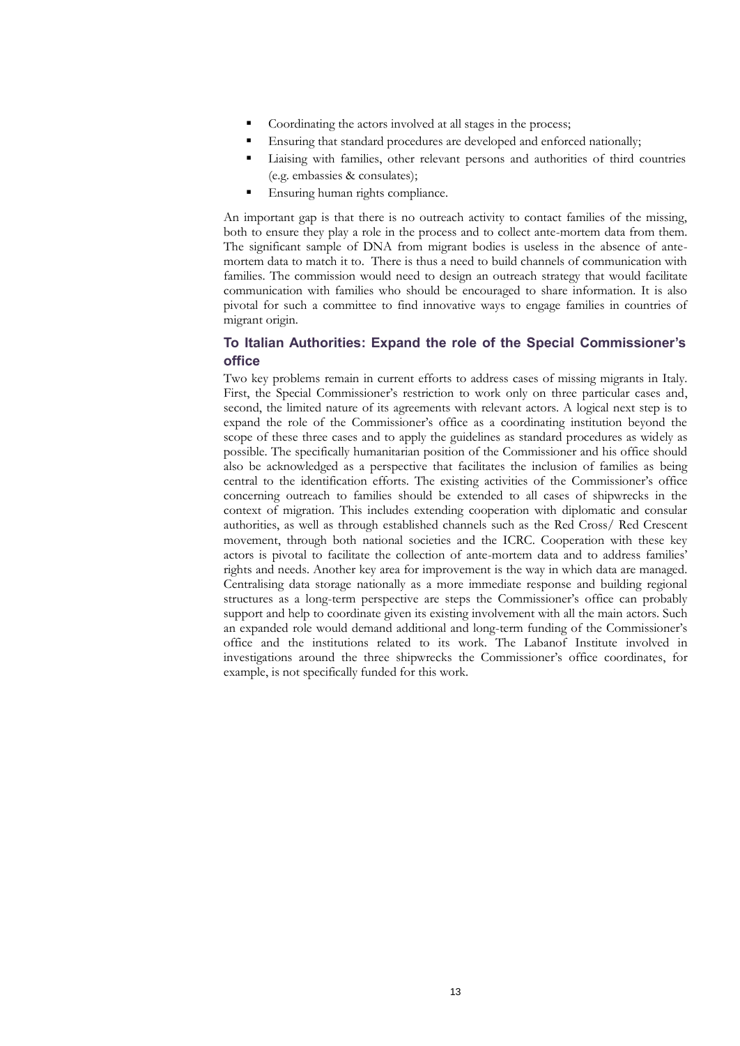- Coordinating the actors involved at all stages in the process;
- Ensuring that standard procedures are developed and enforced nationally;
- Liaising with families, other relevant persons and authorities of third countries (e.g. embassies & consulates);
- Ensuring human rights compliance.

An important gap is that there is no outreach activity to contact families of the missing, both to ensure they play a role in the process and to collect ante-mortem data from them. The significant sample of DNA from migrant bodies is useless in the absence of ante-mortem data to match it to. There is thus a need to build channels of communication with families. The commission would need to design an outreach strategy that would facilitate communication with families who should be encouraged to share information. It is also pivotal for such a committee to find innovative ways to engage families in countries of migrant origin.

### To Italian Authorities: Expand the role of the Special Commissioner's office

Two key problems remain in current efforts to address cases of missing migrants in Italy. First, the Special Commissioner's restriction to work only on three particular cases and, second, the limited nature of its agreements with relevant actors. A logical next step is to expand the role of the Commissioner's office as a coordinating institution beyond the scope of these three cases and to apply the guidelines as standard procedures as widely as possible. The specifically humanitarian position of the Commissioner and his office should also be acknowledged as a perspective that facilitates the inclusion of families as being central to the identification efforts. The existing activities of the Commissioner's office concerning outreach to families should be extended to all cases of shipwrecks in the context of migration. This includes extending cooperation with diplomatic and consular authorities, as well as through established channels such as the Red Cross/ Red Crescent movement, through both national societies and the ICRC. Cooperation with these key actors is pivotal to facilitate the collection of ante-mortem data and to address families' rights and needs. Another key area for improvement is the way in which data are managed. Centralising data storage nationally as a more immediate response and building regional structures as a long-term perspective are steps the Commissioner's office can probably support and help to coordinate given its existing involvement with all the main actors. Such an expanded role would demand additional and long-term funding of the Commissioner's office and the institutions related to its work. The Labanof Institute involved in investigations around the three shipwrecks the Commissioner's office coordinates, for example, is not specifically funded for this work.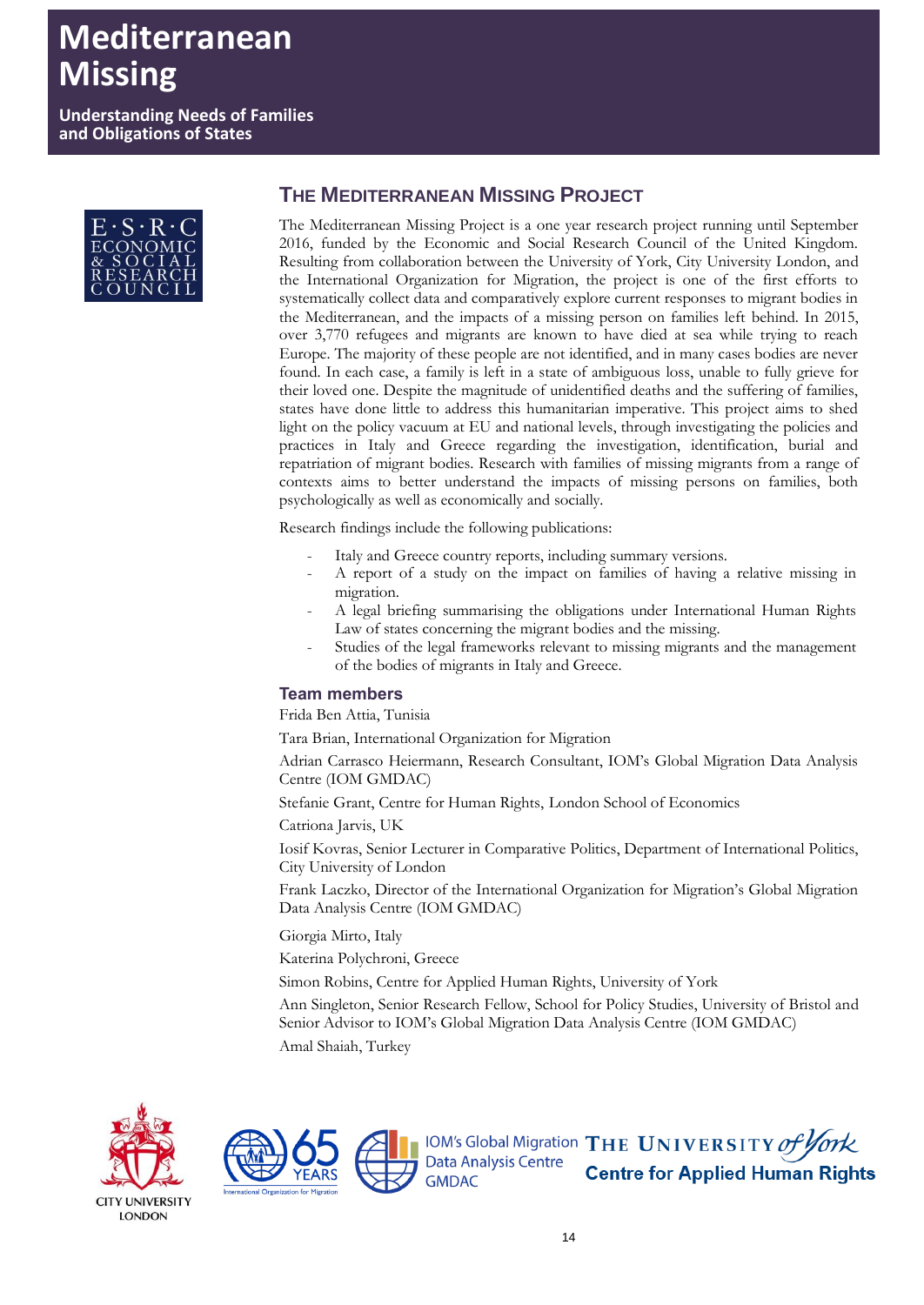# Mediterranean Missing

**Understanding Needs of Families and Obligations of States**

## The Mediterranean Missing Project

The Mediterranean Missing Project is a one year research project running until September 2016, funded by the Economic and Social Research Council of the United Kingdom. Resulting from collaboration between the University of York, City University London, and the International Organization for Migration, the project is one of the first efforts to systematically collect data and comparatively explore current responses to migrant bodies in the Mediterranean, and the impacts of a missing person on families left behind. In 2015, over 3,770 refugees and migrants are known to have died at sea while trying to reach Europe. The majority of these people are not identified, and in many cases bodies are never found. In each case, a family is left in a state of ambiguous loss, unable to fully grieve for their loved one. Despite the magnitude of unidentified deaths and the suffering of families, states have done little to address this humanitarian imperative. This project aims to shed light on the policy vacuum at EU and national levels, through investigating the policies and practices in Italy and Greece regarding the investigation, identification, burial and repatriation of migrant bodies. Research with families of missing migrants from a range of contexts aims to better understand the impacts of missing persons on families, both psychologically as well as economically and socially.

Research findings include the following publications:

- Italy and Greece country reports, including summary versions.
- A report of a study on the impact on families of having a relative missing in migration.
- A legal briefing summarising the obligations under International Human Rights Law of states concerning the migrant bodies and the missing.
- Studies of the legal frameworks relevant to missing migrants and the management of the bodies of migrants in Italy and Greece.

### Team members

Frida Ben Attia, Tunisia

Tara Brian, International Organization for Migration

Adrian Carrasco Heiermann, Research Consultant, IOM's Global Migration Data Analysis Centre (IOM GMDAC)

Stefanie Grant, Centre for Human Rights, London School of Economics

Catriona Jarvis, UK

Iosif Kovras, Senior Lecturer in Comparative Politics, Department of International Politics, City University of London

Frank Laczko, Director of the International Organization for Migration's Global Migration Data Analysis Centre (IOM GMDAC)

Giorgia Mirto, Italy

Katerina Polychroni, Greece

Simon Robins, Centre for Applied Human Rights, University of York

Ann Singleton, Senior Research Fellow, School for Policy Studies, University of Bristol and Senior Advisor to IOM's Global Migration Data Analysis Centre (IOM GMDAC)

Amal Shaiah, Turkey